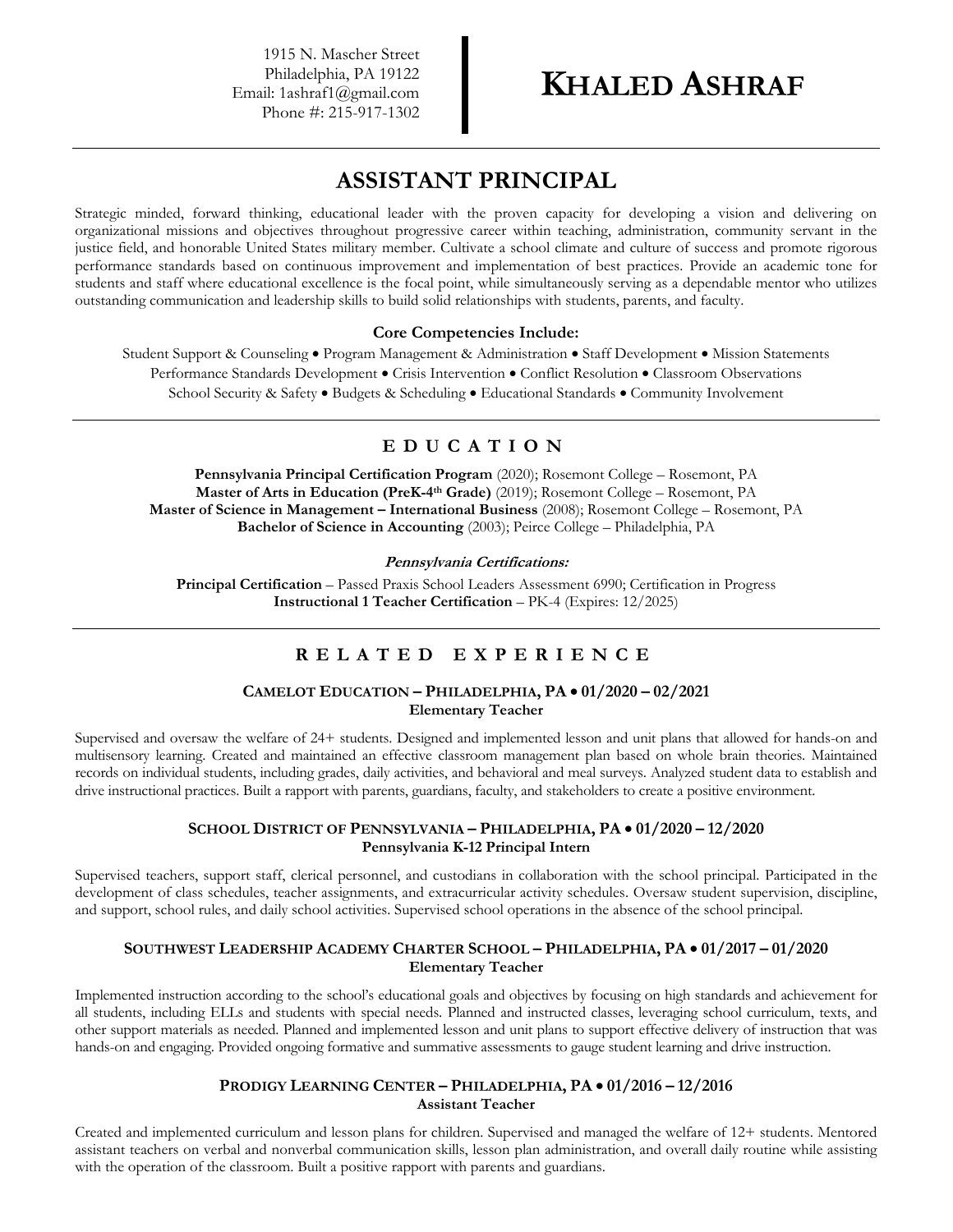1915 N. Mascher Street
Philadelphia, PA 19122
Email: 1ashraf1@gmail.com
Phone #: 215-917-1302

# KHALED ASHRAF

## ASSISTANT PRINCIPAL

Strategic minded, forward thinking, educational leader with the proven capacity for developing a vision and delivering on organizational missions and objectives throughout progressive career within teaching, administration, community servant in the justice field, and honorable United States military member. Cultivate a school climate and culture of success and promote rigorous performance standards based on continuous improvement and implementation of best practices. Provide an academic tone for students and staff where educational excellence is the focal point, while simultaneously serving as a dependable mentor who utilizes outstanding communication and leadership skills to build solid relationships with students, parents, and faculty.

**Core Competencies Include:**

Student Support & Counseling • Program Management & Administration • Staff Development • Mission Statements
Performance Standards Development • Crisis Intervention • Conflict Resolution • Classroom Observations
School Security & Safety • Budgets & Scheduling • Educational Standards • Community Involvement

## EDUCATION

**Pennsylvania Principal Certification Program** (2020); Rosemont College – Rosemont, PA
**Master of Arts in Education (PreK-4th Grade)** (2019); Rosemont College – Rosemont, PA
**Master of Science in Management – International Business** (2008); Rosemont College – Rosemont, PA
**Bachelor of Science in Accounting** (2003); Peirce College – Philadelphia, PA

***Pennsylvania Certifications:***

**Principal Certification** – Passed Praxis School Leaders Assessment 6990; Certification in Progress
**Instructional 1 Teacher Certification** – PK-4 (Expires: 12/2025)

## RELATED EXPERIENCE

### CAMELOT EDUCATION – PHILADELPHIA, PA • 01/2020 – 02/2021
**Elementary Teacher**

Supervised and oversaw the welfare of 24+ students. Designed and implemented lesson and unit plans that allowed for hands-on and multisensory learning. Created and maintained an effective classroom management plan based on whole brain theories. Maintained records on individual students, including grades, daily activities, and behavioral and meal surveys. Analyzed student data to establish and drive instructional practices. Built a rapport with parents, guardians, faculty, and stakeholders to create a positive environment.

### SCHOOL DISTRICT OF PENNSYLVANIA – PHILADELPHIA, PA • 01/2020 – 12/2020
**Pennsylvania K-12 Principal Intern**

Supervised teachers, support staff, clerical personnel, and custodians in collaboration with the school principal. Participated in the development of class schedules, teacher assignments, and extracurricular activity schedules. Oversaw student supervision, discipline, and support, school rules, and daily school activities. Supervised school operations in the absence of the school principal.

### SOUTHWEST LEADERSHIP ACADEMY CHARTER SCHOOL – PHILADELPHIA, PA • 01/2017 – 01/2020
**Elementary Teacher**

Implemented instruction according to the school's educational goals and objectives by focusing on high standards and achievement for all students, including ELLs and students with special needs. Planned and instructed classes, leveraging school curriculum, texts, and other support materials as needed. Planned and implemented lesson and unit plans to support effective delivery of instruction that was hands-on and engaging. Provided ongoing formative and summative assessments to gauge student learning and drive instruction.

### PRODIGY LEARNING CENTER – PHILADELPHIA, PA • 01/2016 – 12/2016
**Assistant Teacher**

Created and implemented curriculum and lesson plans for children. Supervised and managed the welfare of 12+ students. Mentored assistant teachers on verbal and nonverbal communication skills, lesson plan administration, and overall daily routine while assisting with the operation of the classroom. Built a positive rapport with parents and guardians.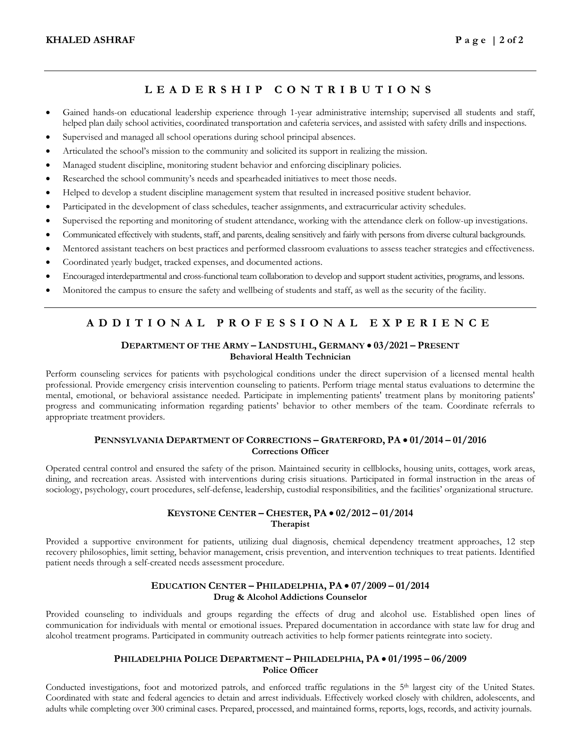## LEADERSHIP CONTRIBUTIONS

- Gained hands-on educational leadership experience through 1-year administrative internship; supervised all students and staff, helped plan daily school activities, coordinated transportation and cafeteria services, and assisted with safety drills and inspections.
- Supervised and managed all school operations during school principal absences.
- Articulated the school's mission to the community and solicited its support in realizing the mission.
- Managed student discipline, monitoring student behavior and enforcing disciplinary policies.
- Researched the school community's needs and spearheaded initiatives to meet those needs.
- Helped to develop a student discipline management system that resulted in increased positive student behavior.
- Participated in the development of class schedules, teacher assignments, and extracurricular activity schedules.
- Supervised the reporting and monitoring of student attendance, working with the attendance clerk on follow-up investigations.
- Communicated effectively with students, staff, and parents, dealing sensitively and fairly with persons from diverse cultural backgrounds.
- Mentored assistant teachers on best practices and performed classroom evaluations to assess teacher strategies and effectiveness.
- Coordinated yearly budget, tracked expenses, and documented actions.
- Encouraged interdepartmental and cross-functional team collaboration to develop and support student activities, programs, and lessons.
- Monitored the campus to ensure the safety and wellbeing of students and staff, as well as the security of the facility.

## ADDITIONAL PROFESSIONAL EXPERIENCE

### DEPARTMENT OF THE ARMY – LANDSTUHL, GERMANY • 03/2021 – PRESENT
**Behavioral Health Technician**

Perform counseling services for patients with psychological conditions under the direct supervision of a licensed mental health professional. Provide emergency crisis intervention counseling to patients. Perform triage mental status evaluations to determine the mental, emotional, or behavioral assistance needed. Participate in implementing patients' treatment plans by monitoring patients' progress and communicating information regarding patients' behavior to other members of the team. Coordinate referrals to appropriate treatment providers.

### PENNSYLVANIA DEPARTMENT OF CORRECTIONS – GRATERFORD, PA • 01/2014 – 01/2016
**Corrections Officer**

Operated central control and ensured the safety of the prison. Maintained security in cellblocks, housing units, cottages, work areas, dining, and recreation areas. Assisted with interventions during crisis situations. Participated in formal instruction in the areas of sociology, psychology, court procedures, self-defense, leadership, custodial responsibilities, and the facilities' organizational structure.

### KEYSTONE CENTER – CHESTER, PA • 02/2012 – 01/2014
**Therapist**

Provided a supportive environment for patients, utilizing dual diagnosis, chemical dependency treatment approaches, 12 step recovery philosophies, limit setting, behavior management, crisis prevention, and intervention techniques to treat patients. Identified patient needs through a self-created needs assessment procedure.

### EDUCATION CENTER – PHILADELPHIA, PA • 07/2009 – 01/2014
**Drug & Alcohol Addictions Counselor**

Provided counseling to individuals and groups regarding the effects of drug and alcohol use. Established open lines of communication for individuals with mental or emotional issues. Prepared documentation in accordance with state law for drug and alcohol treatment programs. Participated in community outreach activities to help former patients reintegrate into society.

### PHILADELPHIA POLICE DEPARTMENT – PHILADELPHIA, PA • 01/1995 – 06/2009
**Police Officer**

Conducted investigations, foot and motorized patrols, and enforced traffic regulations in the 5th largest city of the United States. Coordinated with state and federal agencies to detain and arrest individuals. Effectively worked closely with children, adolescents, and adults while completing over 300 criminal cases. Prepared, processed, and maintained forms, reports, logs, records, and activity journals.